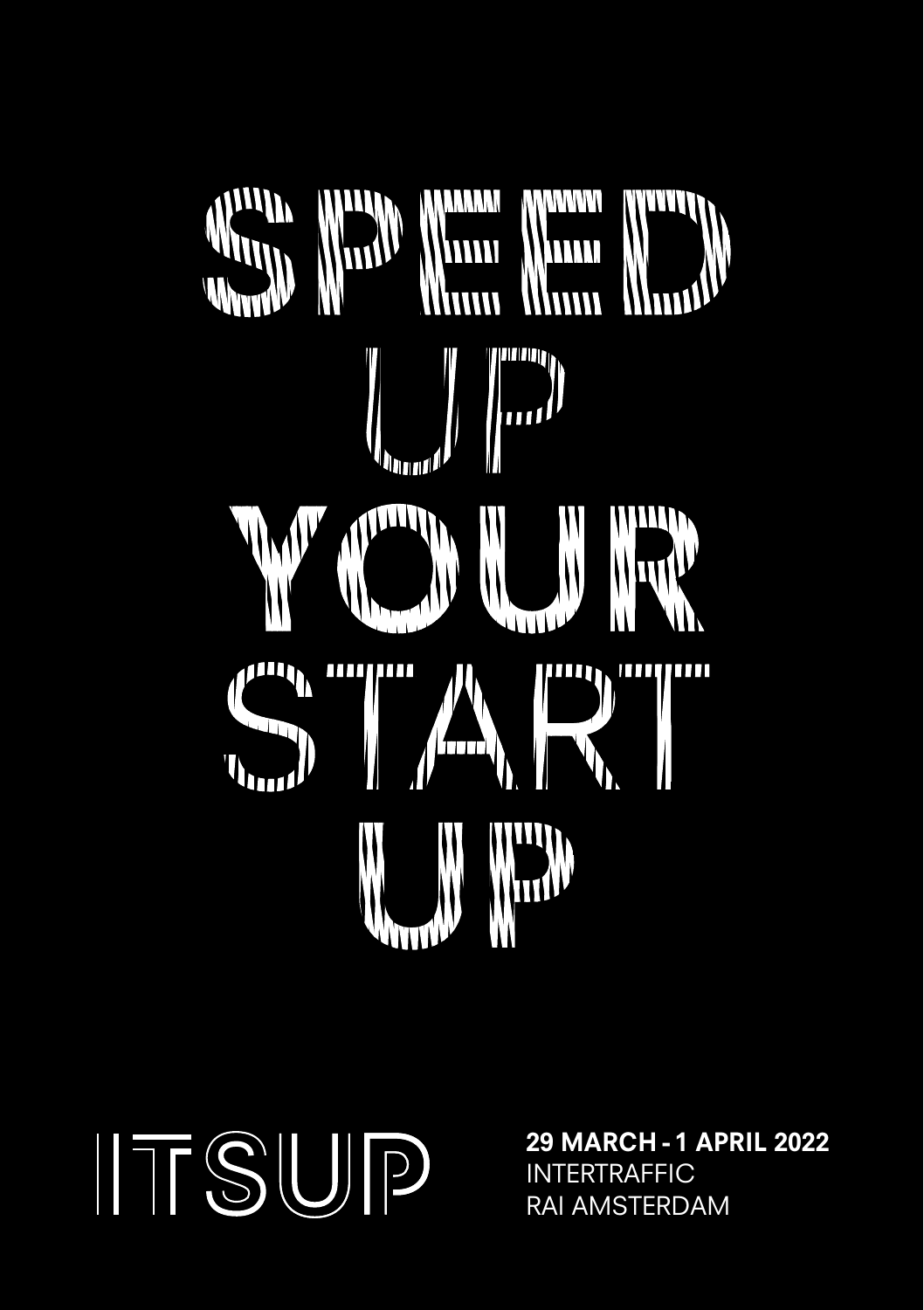# SPEED UP YOUR START UP

ITSUP

**29 MARCH - 1 APRIL 2022**
INTERTRAFFIC
RAI AMSTERDAM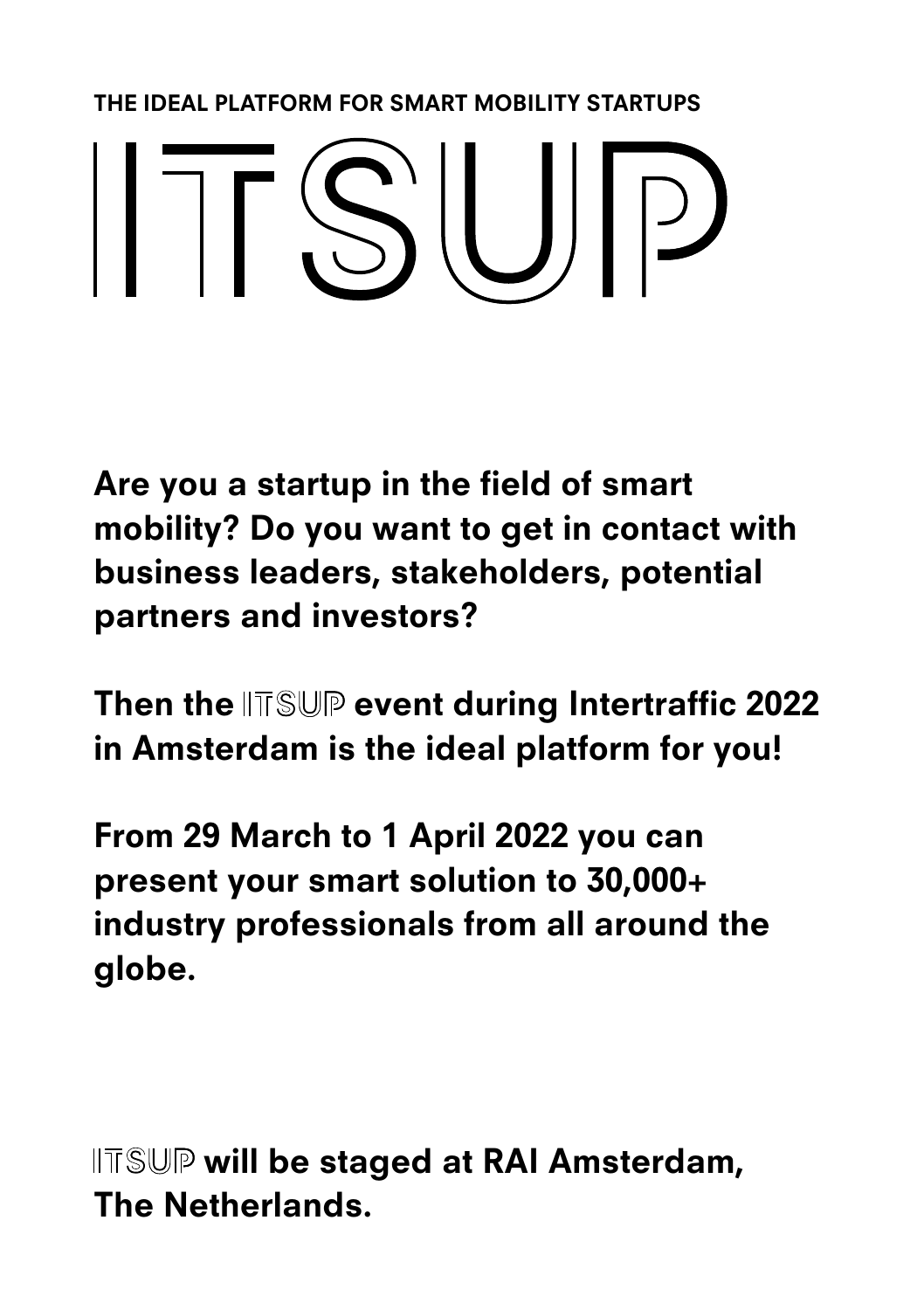THE IDEAL PLATFORM FOR SMART MOBILITY STARTUPS

# ITSUP

**Are you a startup in the field of smart mobility? Do you want to get in contact with business leaders, stakeholders, potential partners and investors?**

**Then the ITSUP event during Intertraffic 2022 in Amsterdam is the ideal platform for you!**

**From 29 March to 1 April 2022 you can present your smart solution to 30,000+ industry professionals from all around the globe.**

**ITSUP will be staged at RAI Amsterdam, The Netherlands.**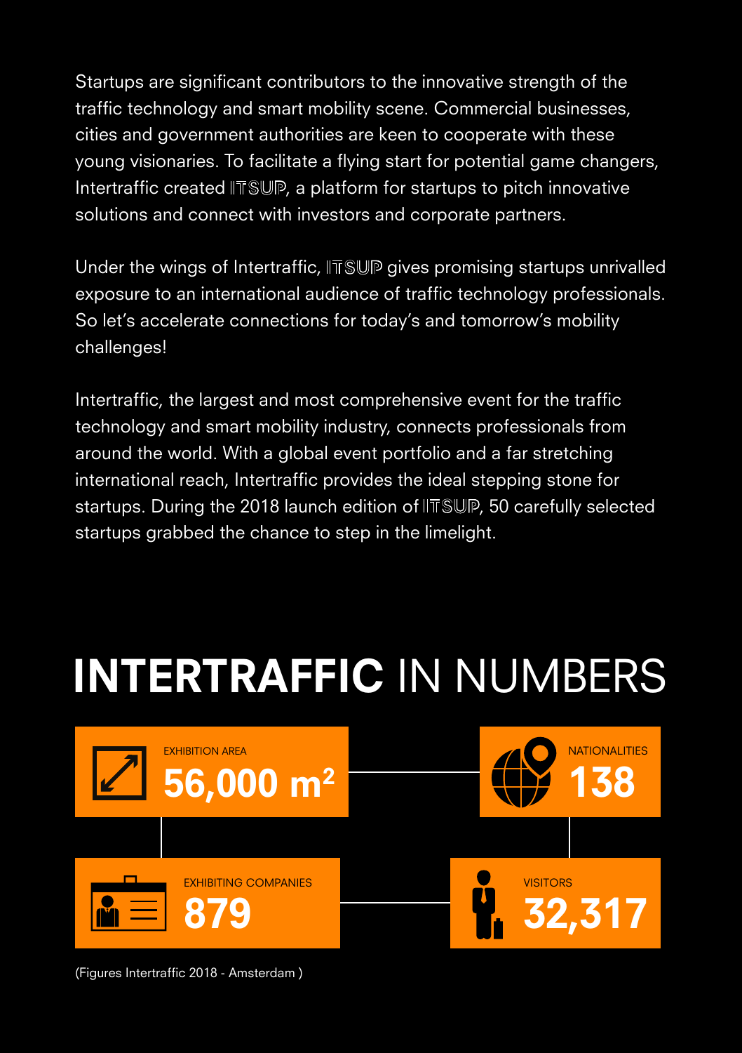Startups are significant contributors to the innovative strength of the traffic technology and smart mobility scene. Commercial businesses, cities and government authorities are keen to cooperate with these young visionaries. To facilitate a flying start for potential game changers, Intertraffic created ITSUP, a platform for startups to pitch innovative solutions and connect with investors and corporate partners.

Under the wings of Intertraffic, ITSUP gives promising startups unrivalled exposure to an international audience of traffic technology professionals. So let's accelerate connections for today's and tomorrow's mobility challenges!

Intertraffic, the largest and most comprehensive event for the traffic technology and smart mobility industry, connects professionals from around the world. With a global event portfolio and a far stretching international reach, Intertraffic provides the ideal stepping stone for startups. During the 2018 launch edition of ITSUP, 50 carefully selected startups grabbed the chance to step in the limelight.

# **INTERTRAFFIC** IN NUMBERS

EXHIBITION AREA
**56,000 m$^2$**

NATIONALITIES
**138**

EXHIBITING COMPANIES
**879**

VISITORS
**32,317**

(Figures Intertraffic 2018 - Amsterdam )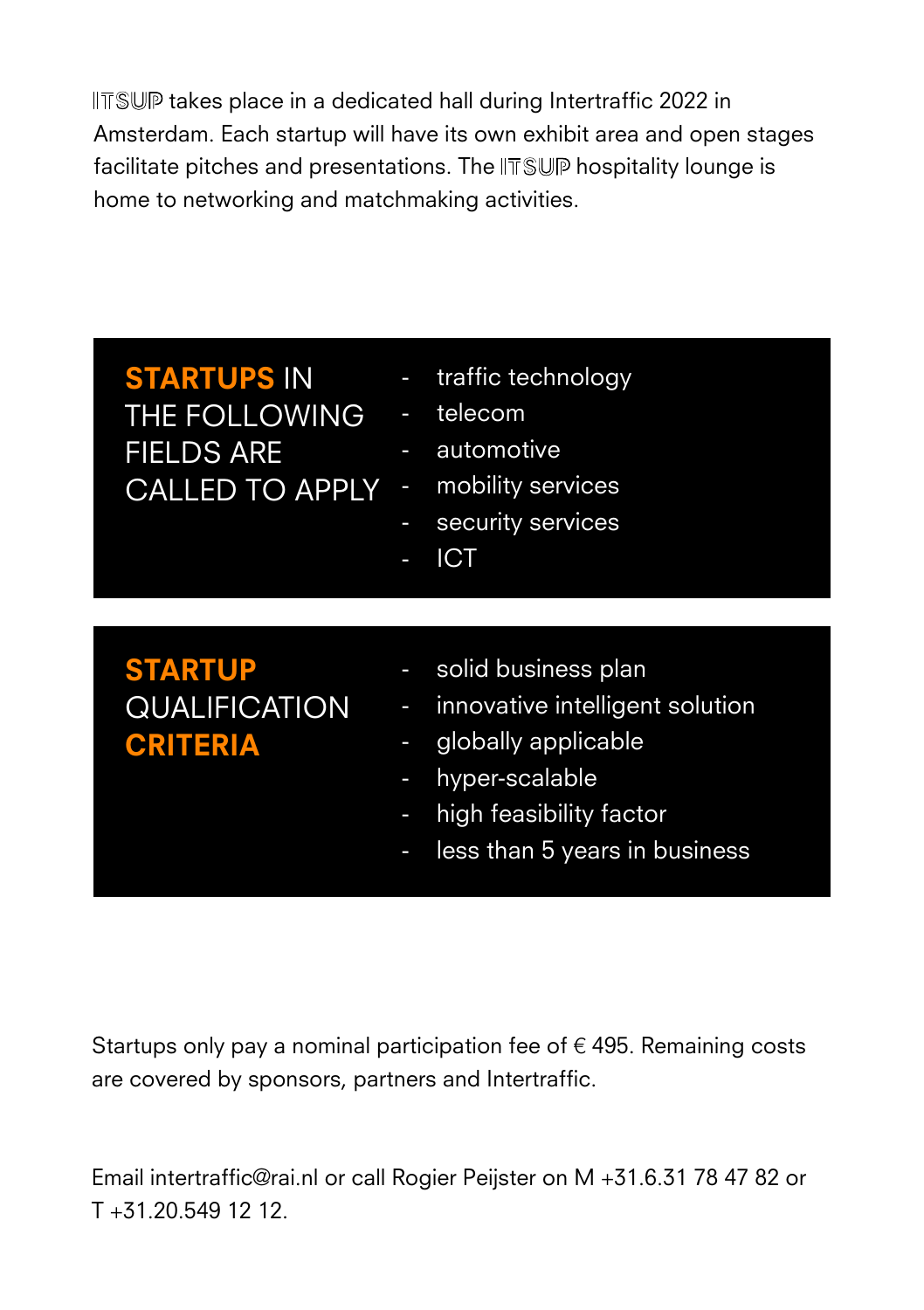ITSUP takes place in a dedicated hall during Intertraffic 2022 in Amsterdam. Each startup will have its own exhibit area and open stages facilitate pitches and presentations. The ITSUP hospitality lounge is home to networking and matchmaking activities.

## **STARTUPS** IN THE FOLLOWING FIELDS ARE CALLED TO APPLY

- traffic technology
- telecom
- automotive
- mobility services
- security services
- ICT

## **STARTUP** QUALIFICATION **CRITERIA**

- solid business plan
- innovative intelligent solution
- globally applicable
- hyper-scalable
- high feasibility factor
- less than 5 years in business

Startups only pay a nominal participation fee of € 495. Remaining costs are covered by sponsors, partners and Intertraffic.

Email intertraffic@rai.nl or call Rogier Peijster on M +31.6.31 78 47 82 or T +31.20.549 12 12.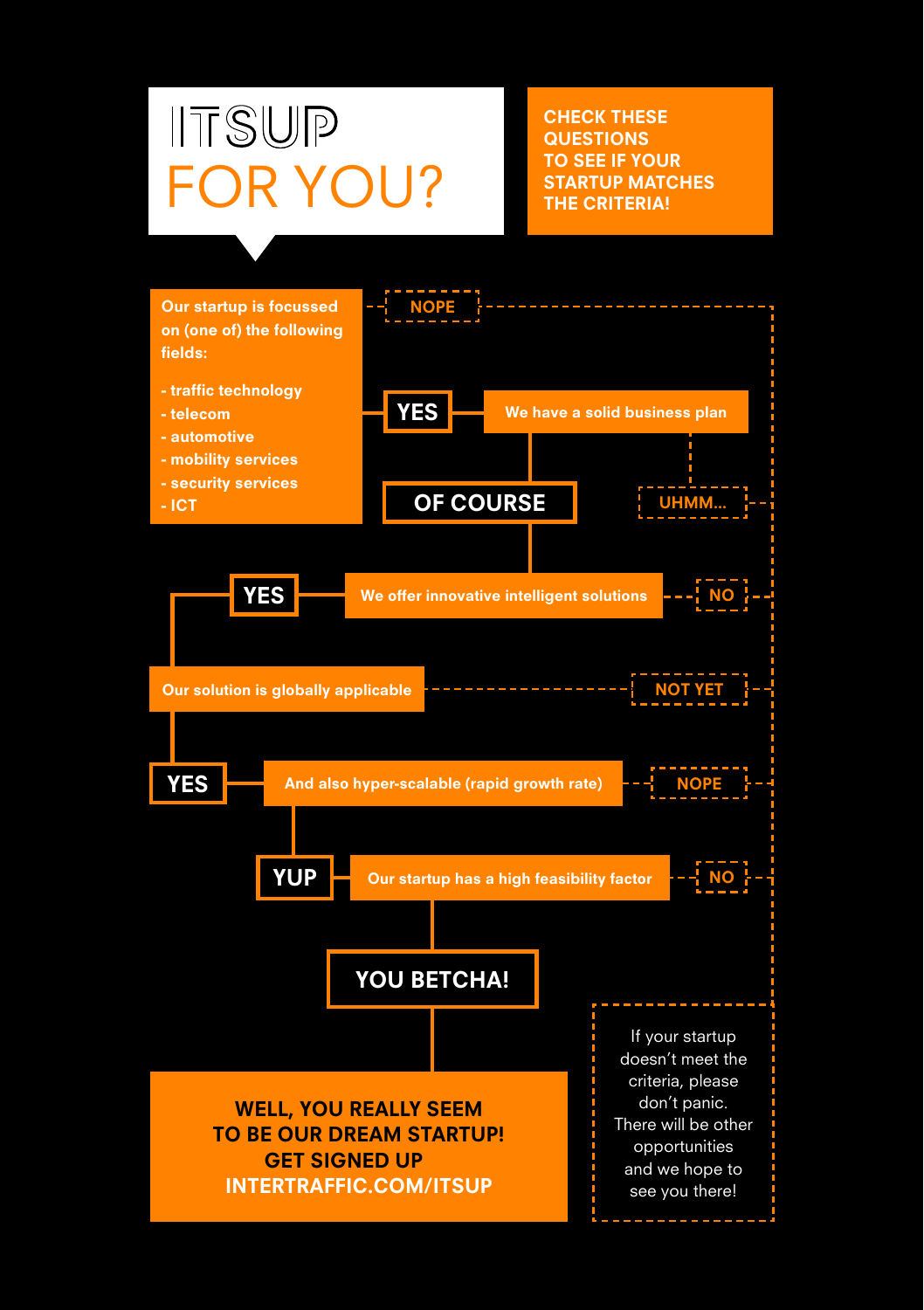# ITSUP FOR YOU?

**CHECK THESE QUESTIONS TO SEE IF YOUR STARTUP MATCHES THE CRITERIA!**

**Our startup is focussed on (one of) the following fields:**

- traffic technology
- telecom
- automotive
- mobility services
- security services
- ICT

**YES** / NOPE

**We have a solid business plan**

**OF COURSE** / UHMM...

**We offer innovative intelligent solutions**

**YES** / NO

**Our solution is globally applicable**

**YES** / NOT YET

**And also hyper-scalable (rapid growth rate)**

**YUP** / NOPE

**Our startup has a high feasibility factor**

**YOU BETCHA!** / NO

**WELL, YOU REALLY SEEM TO BE OUR DREAM STARTUP! GET SIGNED UP INTERTRAFFIC.COM/ITSUP**

If your startup doesn't meet the criteria, please don't panic. There will be other opportunities and we hope to see you there!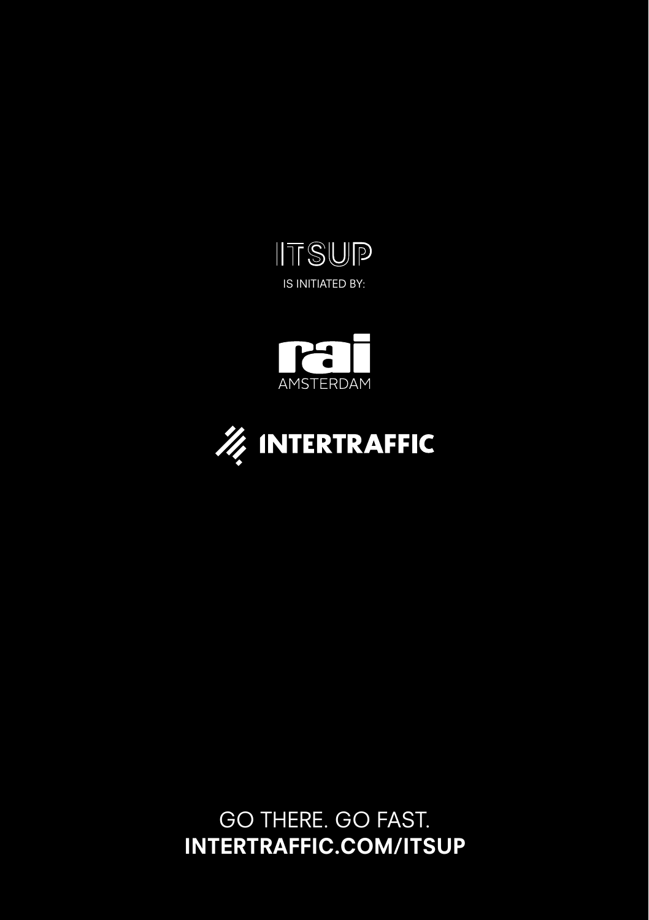ITSUP

IS INITIATED BY:

rai AMSTERDAM

INTERTRAFFIC

GO THERE. GO FAST.

**INTERTRAFFIC.COM/ITSUP**